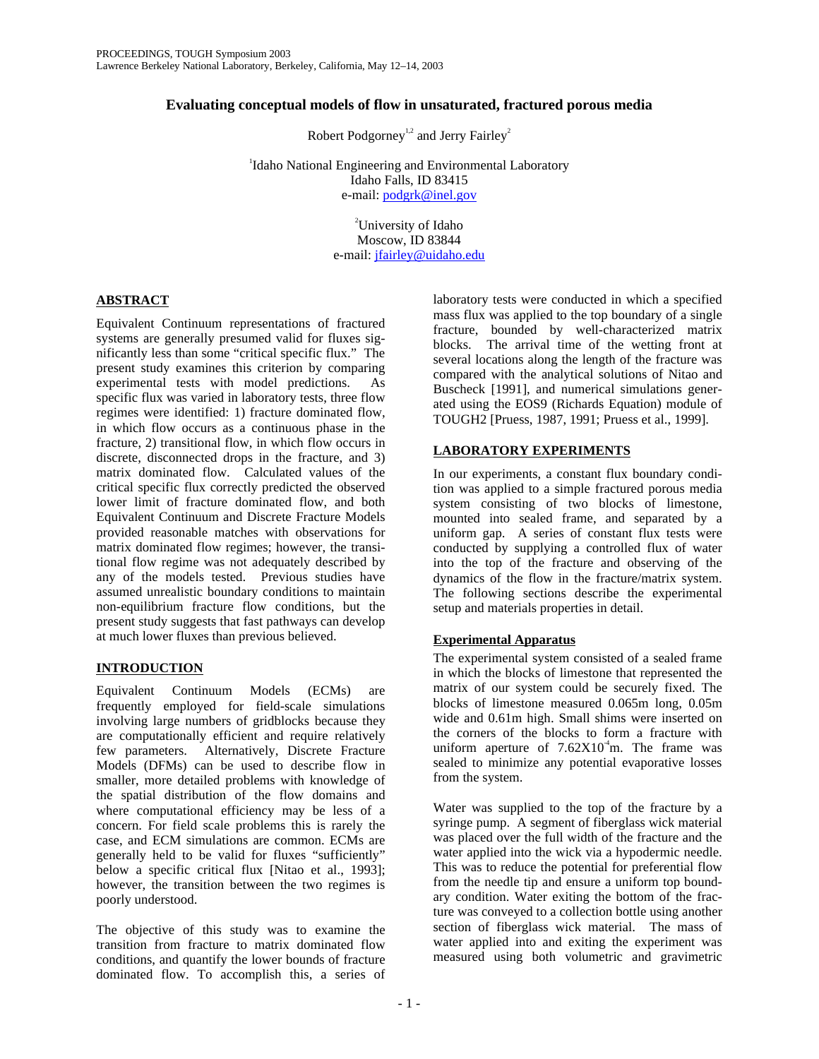PROCEEDINGS, TOUGH Symposium 2003
Lawrence Berkeley National Laboratory, Berkeley, California, May 12–14, 2003

# Evaluating conceptual models of flow in unsaturated, fractured porous media

Robert Podgorney[1,2] and Jerry Fairley[2]

[1]Idaho National Engineering and Environmental Laboratory
Idaho Falls, ID 83415
e-mail: podgrk@inel.gov

[2]University of Idaho
Moscow, ID 83844
e-mail: jfairley@uidaho.edu

## ABSTRACT

Equivalent Continuum representations of fractured systems are generally presumed valid for fluxes significantly less than some "critical specific flux." The present study examines this criterion by comparing experimental tests with model predictions. As specific flux was varied in laboratory tests, three flow regimes were identified: 1) fracture dominated flow, in which flow occurs as a continuous phase in the fracture, 2) transitional flow, in which flow occurs in discrete, disconnected drops in the fracture, and 3) matrix dominated flow. Calculated values of the critical specific flux correctly predicted the observed lower limit of fracture dominated flow, and both Equivalent Continuum and Discrete Fracture Models provided reasonable matches with observations for matrix dominated flow regimes; however, the transitional flow regime was not adequately described by any of the models tested. Previous studies have assumed unrealistic boundary conditions to maintain non-equilibrium fracture flow conditions, but the present study suggests that fast pathways can develop at much lower fluxes than previous believed.

## INTRODUCTION

Equivalent Continuum Models (ECMs) are frequently employed for field-scale simulations involving large numbers of gridblocks because they are computationally efficient and require relatively few parameters. Alternatively, Discrete Fracture Models (DFMs) can be used to describe flow in smaller, more detailed problems with knowledge of the spatial distribution of the flow domains and where computational efficiency may be less of a concern. For field scale problems this is rarely the case, and ECM simulations are common. ECMs are generally held to be valid for fluxes "sufficiently" below a specific critical flux [Nitao et al., 1993]; however, the transition between the two regimes is poorly understood.

The objective of this study was to examine the transition from fracture to matrix dominated flow conditions, and quantify the lower bounds of fracture dominated flow. To accomplish this, a series of laboratory tests were conducted in which a specified mass flux was applied to the top boundary of a single fracture, bounded by well-characterized matrix blocks. The arrival time of the wetting front at several locations along the length of the fracture was compared with the analytical solutions of Nitao and Buscheck [1991], and numerical simulations generated using the EOS9 (Richards Equation) module of TOUGH2 [Pruess, 1987, 1991; Pruess et al., 1999].

## LABORATORY EXPERIMENTS

In our experiments, a constant flux boundary condition was applied to a simple fractured porous media system consisting of two blocks of limestone, mounted into sealed frame, and separated by a uniform gap. A series of constant flux tests were conducted by supplying a controlled flux of water into the top of the fracture and observing of the dynamics of the flow in the fracture/matrix system. The following sections describe the experimental setup and materials properties in detail.

### Experimental Apparatus

The experimental system consisted of a sealed frame in which the blocks of limestone that represented the matrix of our system could be securely fixed. The blocks of limestone measured 0.065m long, 0.05m wide and 0.61m high. Small shims were inserted on the corners of the blocks to form a fracture with uniform aperture of $7.62\text{X}10^{-4}$m. The frame was sealed to minimize any potential evaporative losses from the system.

Water was supplied to the top of the fracture by a syringe pump. A segment of fiberglass wick material was placed over the full width of the fracture and the water applied into the wick via a hypodermic needle. This was to reduce the potential for preferential flow from the needle tip and ensure a uniform top boundary condition. Water exiting the bottom of the fracture was conveyed to a collection bottle using another section of fiberglass wick material. The mass of water applied into and exiting the experiment was measured using both volumetric and gravimetric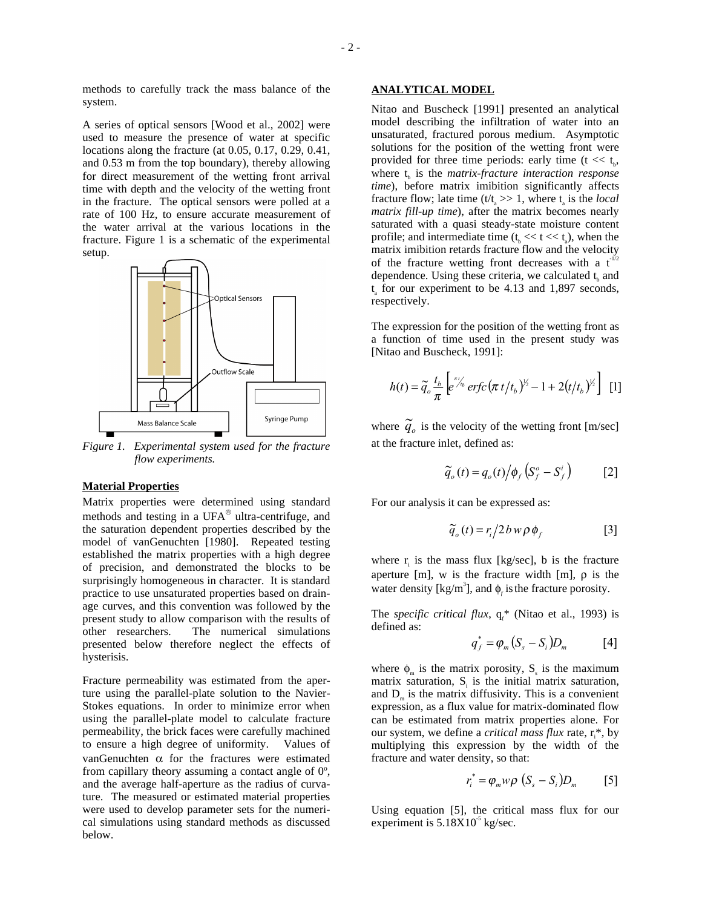methods to carefully track the mass balance of the system.

A series of optical sensors [Wood et al., 2002] were used to measure the presence of water at specific locations along the fracture (at 0.05, 0.17, 0.29, 0.41, and 0.53 m from the top boundary), thereby allowing for direct measurement of the wetting front arrival time with depth and the velocity of the wetting front in the fracture. The optical sensors were polled at a rate of 100 Hz, to ensure accurate measurement of the water arrival at the various locations in the fracture. Figure 1 is a schematic of the experimental setup.

*Figure 1. Experimental system used for the fracture flow experiments.*

### Material Properties

Matrix properties were determined using standard methods and testing in a UFA® ultra-centrifuge, and the saturation dependent properties described by the model of vanGenuchten [1980]. Repeated testing established the matrix properties with a high degree of precision, and demonstrated the blocks to be surprisingly homogeneous in character. It is standard practice to use unsaturated properties based on drainage curves, and this convention was followed by the present study to allow comparison with the results of other researchers. The numerical simulations presented below therefore neglect the effects of hysterisis.

Fracture permeability was estimated from the aperture using the parallel-plate solution to the Navier-Stokes equations. In order to minimize error when using the parallel-plate model to calculate fracture permeability, the brick faces were carefully machined to ensure a high degree of uniformity. Values of vanGenuchten $\alpha$ for the fractures were estimated from capillary theory assuming a contact angle of 0º, and the average half-aperture as the radius of curvature. The measured or estimated material properties were used to develop parameter sets for the numerical simulations using standard methods as discussed below.

## ANALYTICAL MODEL

Nitao and Buscheck [1991] presented an analytical model describing the infiltration of water into an unsaturated, fractured porous medium. Asymptotic solutions for the position of the wetting front were provided for three time periods: early time ($t << t_b$, where $t_b$ is the *matrix-fracture interaction response time*), before matrix imibition significantly affects fracture flow; late time ($t/t_a >> 1$, where $t_a$ is the *local matrix fill-up time*), after the matrix becomes nearly saturated with a quasi steady-state moisture content profile; and intermediate time ($t_b << t << t_a$), when the matrix imibition retards fracture flow and the velocity of the fracture wetting front decreases with a $t^{-1/2}$ dependence. Using these criteria, we calculated $t_b$ and $t_a$ for our experiment to be 4.13 and 1,897 seconds, respectively.

The expression for the position of the wetting front as a function of time used in the present study was [Nitao and Buscheck, 1991]:

$$h(t) = \tilde{q}_o \frac{t_b}{\pi} \left[ e^{\pi t/t_b} \, erfc\left(\pi \, t/t_b\right)^{1/2} - 1 + 2\left(t/t_b\right)^{1/2} \right] \quad [1]$$

where $\tilde{q}_o$ is the velocity of the wetting front [m/sec] at the fracture inlet, defined as:

$$\tilde{q}_o(t) = q_o(t) / \phi_f \left(S_f^o - S_f^i\right) \quad [2]$$

For our analysis it can be expressed as:

$$\tilde{q}_o(t) = r_i / 2 b \, w \, \rho \, \phi_f \quad [3]$$

where $r_i$ is the mass flux [kg/sec], b is the fracture aperture [m], w is the fracture width [m], $\rho$ is the water density [kg/m$^3$], and $\phi_f$ is the fracture porosity.

The *specific critical flux*, $q_f$* (Nitao et al., 1993) is defined as:

$$q_f^* = \varphi_m \left(S_s - S_i\right) D_m \quad [4]$$

where $\phi_m$ is the matrix porosity, $S_s$ is the maximum matrix saturation, $S_i$ is the initial matrix saturation, and $D_m$ is the matrix diffusivity. This is a convenient expression, as a flux value for matrix-dominated flow can be estimated from matrix properties alone. For our system, we define a *critical mass flux* rate, $r_i$*, by multiplying this expression by the width of the fracture and water density, so that:

$$r_i^* = \varphi_m w \rho \, \left(S_s - S_i\right) D_m \quad [5]$$

Using equation [5], the critical mass flux for our experiment is $5.18 \times 10^{-5}$ kg/sec.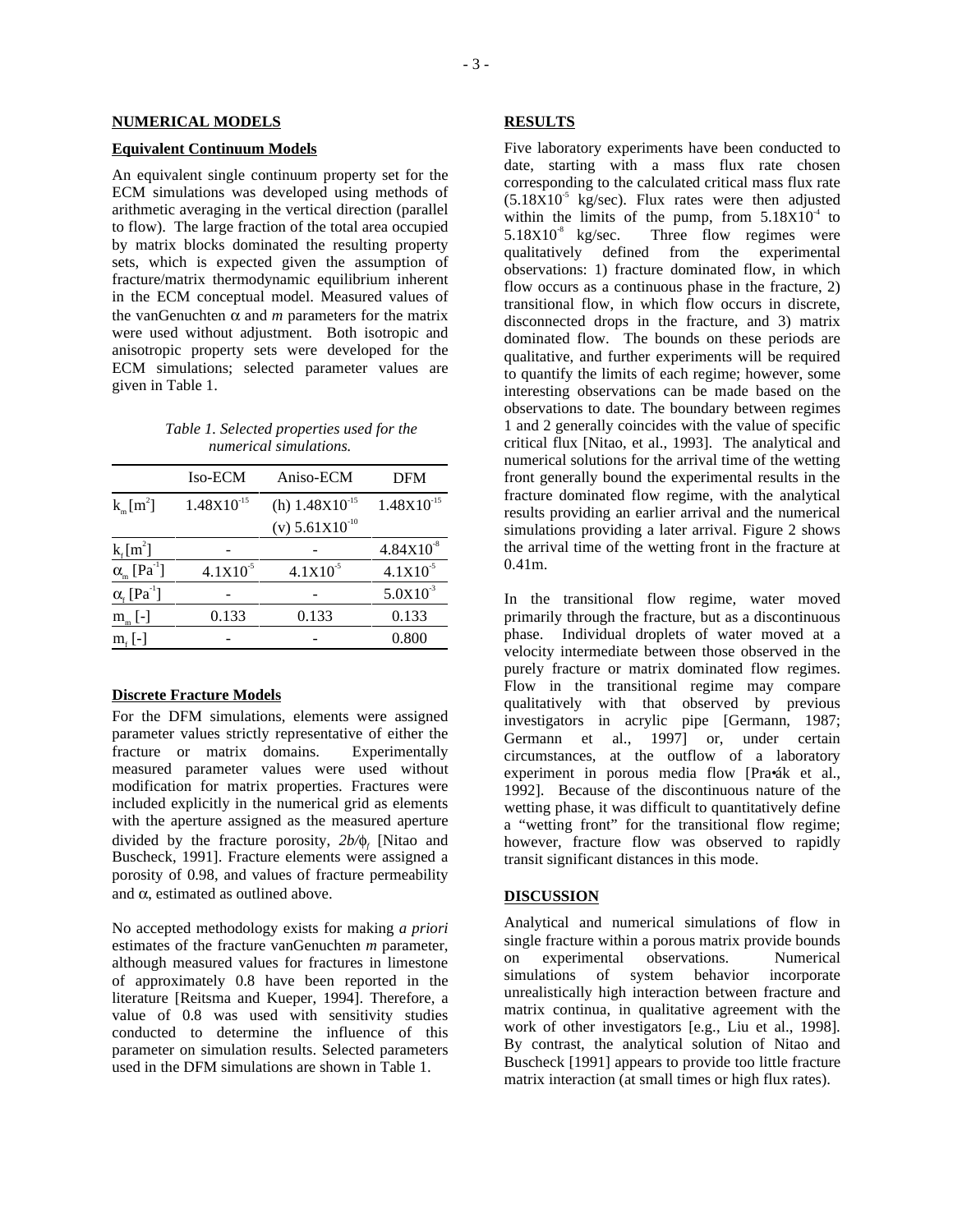## NUMERICAL MODELS

### Equivalent Continuum Models

An equivalent single continuum property set for the ECM simulations was developed using methods of arithmetic averaging in the vertical direction (parallel to flow). The large fraction of the total area occupied by matrix blocks dominated the resulting property sets, which is expected given the assumption of fracture/matrix thermodynamic equilibrium inherent in the ECM conceptual model. Measured values of the vanGenuchten $\alpha$ and *m* parameters for the matrix were used without adjustment. Both isotropic and anisotropic property sets were developed for the ECM simulations; selected parameter values are given in Table 1.

*Table 1. Selected properties used for the numerical simulations.*

| | Iso-ECM | Aniso-ECM | DFM |
|---|---|---|---|
| $k_m$ [$m^2$] | $1.48X10^{-15}$ | (h) $1.48X10^{-15}$ (v) $5.61X10^{-10}$ | $1.48X10^{-15}$ |
| $k_f$ [$m^2$] | - | - | $4.84X10^{-8}$ |
| $\alpha_m$ [$Pa^{-1}$] | $4.1X10^{-5}$ | $4.1X10^{-5}$ | $4.1X10^{-5}$ |
| $\alpha_f$ [$Pa^{-1}$] | - | - | $5.0X10^{-3}$ |
| $m_m$ [-] | 0.133 | 0.133 | 0.133 |
| $m_f$ [-] | - | - | 0.800 |

### Discrete Fracture Models

For the DFM simulations, elements were assigned parameter values strictly representative of either the fracture or matrix domains. Experimentally measured parameter values were used without modification for matrix properties. Fractures were included explicitly in the numerical grid as elements with the aperture assigned as the measured aperture divided by the fracture porosity, $2b/\phi_f$ [Nitao and Buscheck, 1991]. Fracture elements were assigned a porosity of 0.98, and values of fracture permeability and $\alpha$, estimated as outlined above.

No accepted methodology exists for making *a priori* estimates of the fracture vanGenuchten *m* parameter, although measured values for fractures in limestone of approximately 0.8 have been reported in the literature [Reitsma and Kueper, 1994]. Therefore, a value of 0.8 was used with sensitivity studies conducted to determine the influence of this parameter on simulation results. Selected parameters used in the DFM simulations are shown in Table 1.

## RESULTS

Five laboratory experiments have been conducted to date, starting with a mass flux rate chosen corresponding to the calculated critical mass flux rate ($5.18X10^{-5}$ kg/sec). Flux rates were then adjusted within the limits of the pump, from $5.18X10^{-4}$ to $5.18X10^{-8}$ kg/sec. Three flow regimes were qualitatively defined from the experimental observations: 1) fracture dominated flow, in which flow occurs as a continuous phase in the fracture, 2) transitional flow, in which flow occurs in discrete, disconnected drops in the fracture, and 3) matrix dominated flow. The bounds on these periods are qualitative, and further experiments will be required to quantify the limits of each regime; however, some interesting observations can be made based on the observations to date. The boundary between regimes 1 and 2 generally coincides with the value of specific critical flux [Nitao, et al., 1993]. The analytical and numerical solutions for the arrival time of the wetting front generally bound the experimental results in the fracture dominated flow regime, with the analytical results providing an earlier arrival and the numerical simulations providing a later arrival. Figure 2 shows the arrival time of the wetting front in the fracture at 0.41m.

In the transitional flow regime, water moved primarily through the fracture, but as a discontinuous phase. Individual droplets of water moved at a velocity intermediate between those observed in the purely fracture or matrix dominated flow regimes. Flow in the transitional regime may compare qualitatively with that observed by previous investigators in acrylic pipe [Germann, 1987; Germann et al., 1997] or, under certain circumstances, at the outflow of a laboratory experiment in porous media flow [Pra•ák et al., 1992]. Because of the discontinuous nature of the wetting phase, it was difficult to quantitatively define a "wetting front" for the transitional flow regime; however, fracture flow was observed to rapidly transit significant distances in this mode.

## DISCUSSION

Analytical and numerical simulations of flow in single fracture within a porous matrix provide bounds on experimental observations. Numerical simulations of system behavior incorporate unrealistically high interaction between fracture and matrix continua, in qualitative agreement with the work of other investigators [e.g., Liu et al., 1998]. By contrast, the analytical solution of Nitao and Buscheck [1991] appears to provide too little fracture matrix interaction (at small times or high flux rates).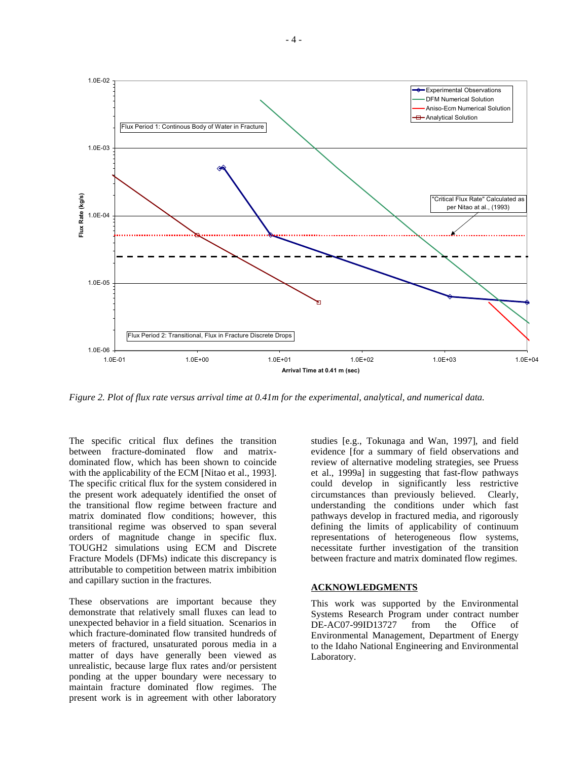Figure 2. Plot of flux rate versus arrival time at 0.41m for the experimental, analytical, and numerical data.

The specific critical flux defines the transition between fracture-dominated flow and matrix-dominated flow, which has been shown to coincide with the applicability of the ECM [Nitao et al., 1993]. The specific critical flux for the system considered in the present work adequately identified the onset of the transitional flow regime between fracture and matrix dominated flow conditions; however, this transitional regime was observed to span several orders of magnitude change in specific flux. TOUGH2 simulations using ECM and Discrete Fracture Models (DFMs) indicate this discrepancy is attributable to competition between matrix imbibition and capillary suction in the fractures.

These observations are important because they demonstrate that relatively small fluxes can lead to unexpected behavior in a field situation. Scenarios in which fracture-dominated flow transited hundreds of meters of fractured, unsaturated porous media in a matter of days have generally been viewed as unrealistic, because large flux rates and/or persistent ponding at the upper boundary were necessary to maintain fracture dominated flow regimes. The present work is in agreement with other laboratory studies [e.g., Tokunaga and Wan, 1997], and field evidence [for a summary of field observations and review of alternative modeling strategies, see Pruess et al., 1999a] in suggesting that fast-flow pathways could develop in significantly less restrictive circumstances than previously believed. Clearly, understanding the conditions under which fast pathways develop in fractured media, and rigorously defining the limits of applicability of continuum representations of heterogeneous flow systems, necessitate further investigation of the transition between fracture and matrix dominated flow regimes.

## ACKNOWLEDGMENTS

This work was supported by the Environmental Systems Research Program under contract number DE-AC07-99ID13727 from the Office of Environmental Management, Department of Energy to the Idaho National Engineering and Environmental Laboratory.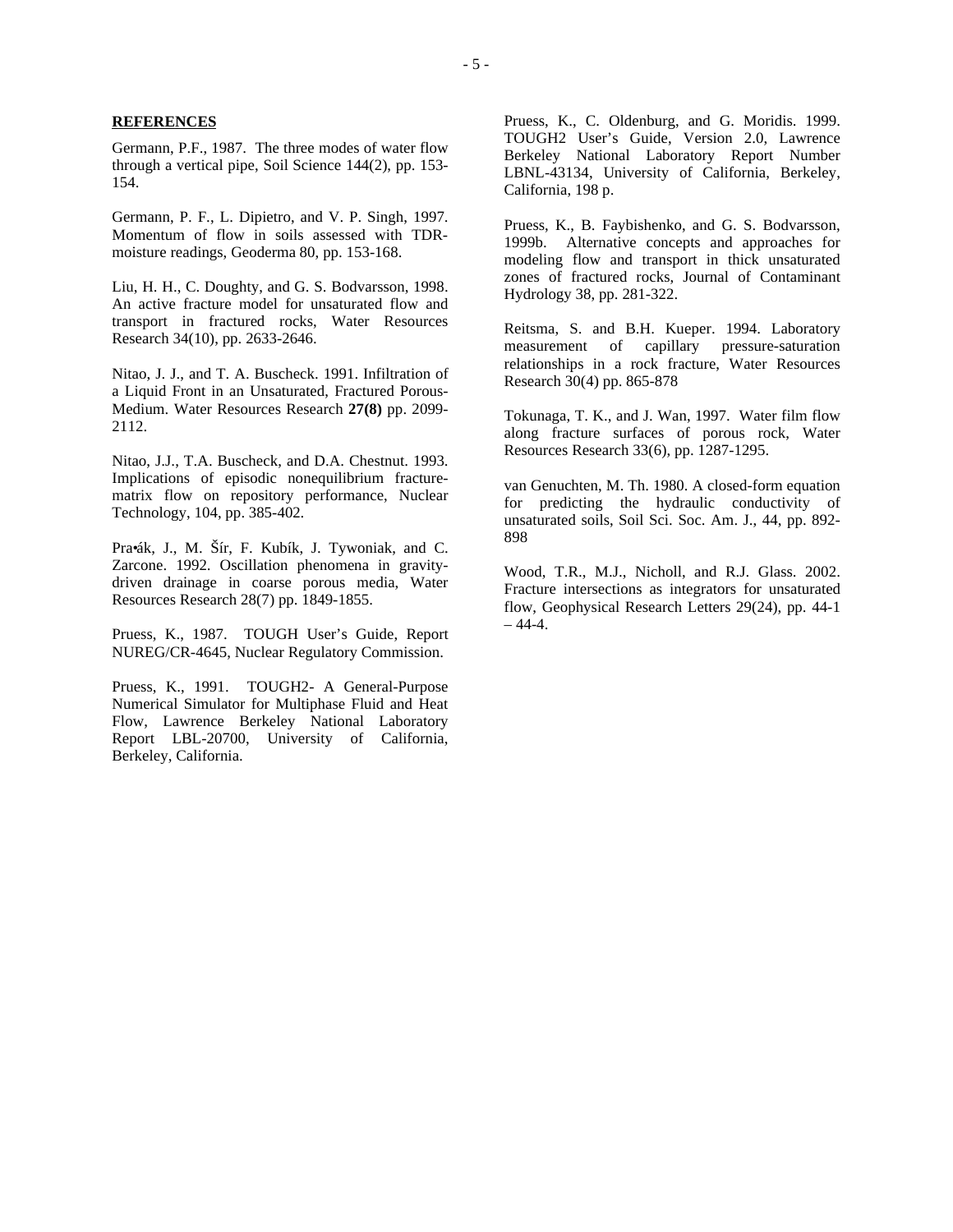**REFERENCES**

Germann, P.F., 1987. The three modes of water flow through a vertical pipe, Soil Science 144(2), pp. 153-154.

Germann, P. F., L. Dipietro, and V. P. Singh, 1997. Momentum of flow in soils assessed with TDR-moisture readings, Geoderma 80, pp. 153-168.

Liu, H. H., C. Doughty, and G. S. Bodvarsson, 1998. An active fracture model for unsaturated flow and transport in fractured rocks, Water Resources Research 34(10), pp. 2633-2646.

Nitao, J. J., and T. A. Buscheck. 1991. Infiltration of a Liquid Front in an Unsaturated, Fractured Porous-Medium. Water Resources Research **27(8)** pp. 2099-2112.

Nitao, J.J., T.A. Buscheck, and D.A. Chestnut. 1993. Implications of episodic nonequilibrium fracture-matrix flow on repository performance, Nuclear Technology, 104, pp. 385-402.

Pra•ák, J., M. Šír, F. Kubík, J. Tywoniak, and C. Zarcone. 1992. Oscillation phenomena in gravity-driven drainage in coarse porous media, Water Resources Research 28(7) pp. 1849-1855.

Pruess, K., 1987. TOUGH User's Guide, Report NUREG/CR-4645, Nuclear Regulatory Commission.

Pruess, K., 1991. TOUGH2- A General-Purpose Numerical Simulator for Multiphase Fluid and Heat Flow, Lawrence Berkeley National Laboratory Report LBL-20700, University of California, Berkeley, California.

Pruess, K., C. Oldenburg, and G. Moridis. 1999. TOUGH2 User's Guide, Version 2.0, Lawrence Berkeley National Laboratory Report Number LBNL-43134, University of California, Berkeley, California, 198 p.

Pruess, K., B. Faybishenko, and G. S. Bodvarsson, 1999b. Alternative concepts and approaches for modeling flow and transport in thick unsaturated zones of fractured rocks, Journal of Contaminant Hydrology 38, pp. 281-322.

Reitsma, S. and B.H. Kueper. 1994. Laboratory measurement of capillary pressure-saturation relationships in a rock fracture, Water Resources Research 30(4) pp. 865-878

Tokunaga, T. K., and J. Wan, 1997. Water film flow along fracture surfaces of porous rock, Water Resources Research 33(6), pp. 1287-1295.

van Genuchten, M. Th. 1980. A closed-form equation for predicting the hydraulic conductivity of unsaturated soils, Soil Sci. Soc. Am. J., 44, pp. 892-898

Wood, T.R., M.J., Nicholl, and R.J. Glass. 2002. Fracture intersections as integrators for unsaturated flow, Geophysical Research Letters 29(24), pp. 44-1 – 44-4.